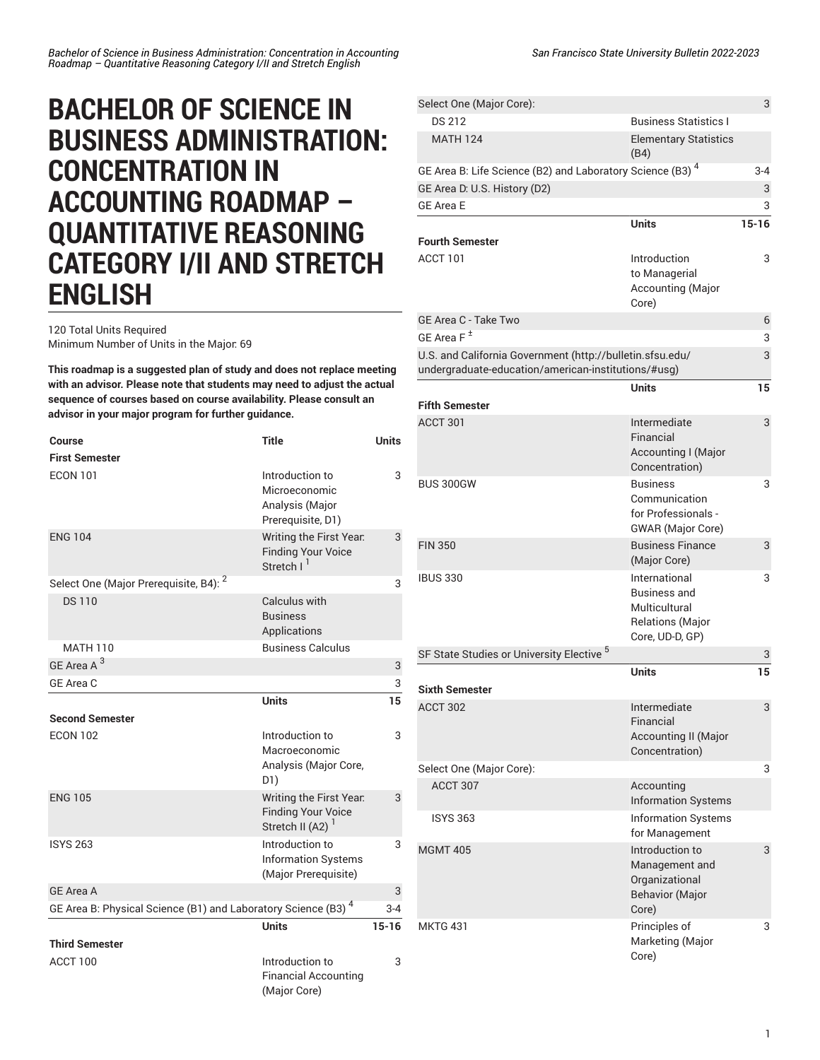# BACHELOR OF SCIENCE IN BUSINESS ADMINISTRATION: CONCENTRATION IN ACCOUNTING ROADMAP – QUANTITATIVE REASONING CATEGORY I/II AND STRETCH ENGLISH

120 Total Units Required
Minimum Number of Units in the Major: 69

**This roadmap is a suggested plan of study and does not replace meeting with an advisor. Please note that students may need to adjust the actual sequence of courses based on course availability. Please consult an advisor in your major program for further guidance.**

| Course | Title | Units |
|---|---|---|
| **First Semester** | | |
| ECON 101 | Introduction to Microeconomic Analysis (Major Prerequisite, D1) | 3 |
| ENG 104 | Writing the First Year: Finding Your Voice Stretch I [1] | 3 |
| Select One (Major Prerequisite, B4): [2] | | 3 |
| DS 110 | Calculus with Business Applications | |
| MATH 110 | Business Calculus | |
| GE Area A [3] | | 3 |
| GE Area C | | 3 |
| | **Units** | **15** |
| **Second Semester** | | |
| ECON 102 | Introduction to Macroeconomic Analysis (Major Core, D1) | 3 |
| ENG 105 | Writing the First Year: Finding Your Voice Stretch II (A2) [1] | 3 |
| ISYS 263 | Introduction to Information Systems (Major Prerequisite) | 3 |
| GE Area A | | 3 |
| GE Area B: Physical Science (B1) and Laboratory Science (B3) [4] | | 3-4 |
| | **Units** | **15-16** |
| **Third Semester** | | |
| ACCT 100 | Introduction to Financial Accounting (Major Core) | 3 |
| Select One (Major Core): | | 3 |
| DS 212 | Business Statistics I | |
| MATH 124 | Elementary Statistics (B4) | |
| GE Area B: Life Science (B2) and Laboratory Science (B3) [4] | | 3-4 |
| GE Area D: U.S. History (D2) | | 3 |
| GE Area E | | 3 |
| | **Units** | **15-16** |
| **Fourth Semester** | | |
| ACCT 101 | Introduction to Managerial Accounting (Major Core) | 3 |
| GE Area C - Take Two | | 6 |
| GE Area F [±] | | 3 |
| U.S. and California Government (http://bulletin.sfsu.edu/undergraduate-education/american-institutions/#usg) | | 3 |
| | **Units** | **15** |
| **Fifth Semester** | | |
| ACCT 301 | Intermediate Financial Accounting I (Major Concentration) | 3 |
| BUS 300GW | Business Communication for Professionals - GWAR (Major Core) | 3 |
| FIN 350 | Business Finance (Major Core) | 3 |
| IBUS 330 | International Business and Multicultural Relations (Major Core, UD-D, GP) | 3 |
| SF State Studies or University Elective [5] | | 3 |
| | **Units** | **15** |
| **Sixth Semester** | | |
| ACCT 302 | Intermediate Financial Accounting II (Major Concentration) | 3 |
| Select One (Major Core): | | 3 |
| ACCT 307 | Accounting Information Systems | |
| ISYS 363 | Information Systems for Management | |
| MGMT 405 | Introduction to Management and Organizational Behavior (Major Core) | 3 |
| MKTG 431 | Principles of Marketing (Major Core) | 3 |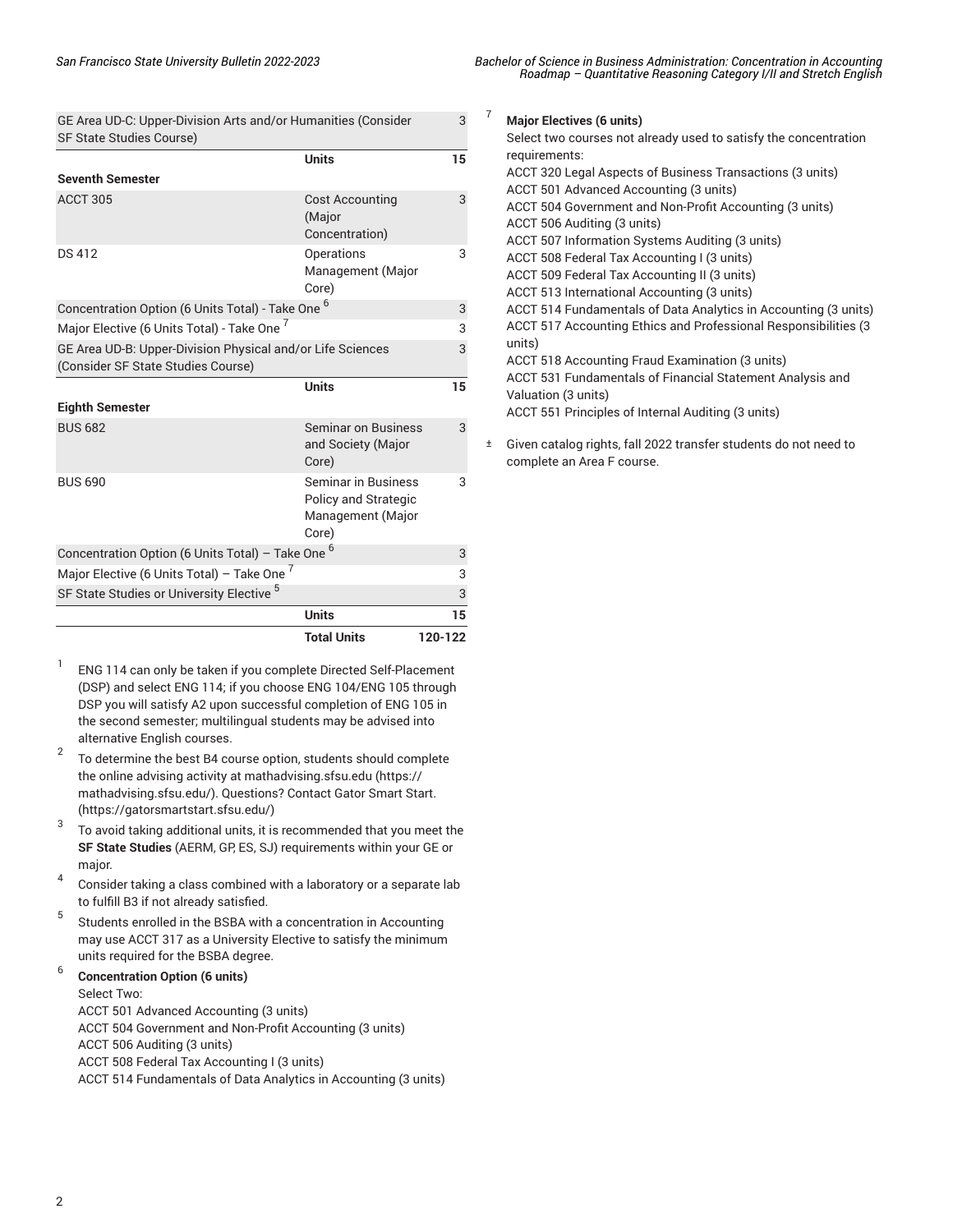| | | |
|---|---|---|
| GE Area UD-C: Upper-Division Arts and/or Humanities (Consider SF State Studies Course) | | 3 |
| | **Units** | **15** |
| **Seventh Semester** | | |
| ACCT 305 | Cost Accounting (Major Concentration) | 3 |
| DS 412 | Operations Management (Major Core) | 3 |
| Concentration Option (6 Units Total) - Take One [6] | | 3 |
| Major Elective (6 Units Total) - Take One [7] | | 3 |
| GE Area UD-B: Upper-Division Physical and/or Life Sciences (Consider SF State Studies Course) | | 3 |
| | **Units** | **15** |
| **Eighth Semester** | | |
| BUS 682 | Seminar on Business and Society (Major Core) | 3 |
| BUS 690 | Seminar in Business Policy and Strategic Management (Major Core) | 3 |
| Concentration Option (6 Units Total) – Take One [6] | | 3 |
| Major Elective (6 Units Total) – Take One [7] | | 3 |
| SF State Studies or University Elective [5] | | 3 |
| | **Units** | **15** |
| | **Total Units** | **120-122** |

[1] ENG 114 can only be taken if you complete Directed Self-Placement (DSP) and select ENG 114; if you choose ENG 104/ENG 105 through DSP you will satisfy A2 upon successful completion of ENG 105 in the second semester; multilingual students may be advised into alternative English courses.

[2] To determine the best B4 course option, students should complete the online advising activity at mathadvising.sfsu.edu (https://mathadvising.sfsu.edu/). Questions? Contact Gator Smart Start. (https://gatorsmartstart.sfsu.edu/)

[3] To avoid taking additional units, it is recommended that you meet the **SF State Studies** (AERM, GP, ES, SJ) requirements within your GE or major.

[4] Consider taking a class combined with a laboratory or a separate lab to fulfill B3 if not already satisfied.

[5] Students enrolled in the BSBA with a concentration in Accounting may use ACCT 317 as a University Elective to satisfy the minimum units required for the BSBA degree.

[6] **Concentration Option (6 units)**
Select Two:
ACCT 501 Advanced Accounting (3 units)
ACCT 504 Government and Non-Profit Accounting (3 units)
ACCT 506 Auditing (3 units)
ACCT 508 Federal Tax Accounting I (3 units)
ACCT 514 Fundamentals of Data Analytics in Accounting (3 units)

[7] **Major Electives (6 units)**
Select two courses not already used to satisfy the concentration requirements:
ACCT 320 Legal Aspects of Business Transactions (3 units)
ACCT 501 Advanced Accounting (3 units)
ACCT 504 Government and Non-Profit Accounting (3 units)
ACCT 506 Auditing (3 units)
ACCT 507 Information Systems Auditing (3 units)
ACCT 508 Federal Tax Accounting I (3 units)
ACCT 509 Federal Tax Accounting II (3 units)
ACCT 513 International Accounting (3 units)
ACCT 514 Fundamentals of Data Analytics in Accounting (3 units)
ACCT 517 Accounting Ethics and Professional Responsibilities (3 units)
ACCT 518 Accounting Fraud Examination (3 units)
ACCT 531 Fundamentals of Financial Statement Analysis and Valuation (3 units)
ACCT 551 Principles of Internal Auditing (3 units)

± Given catalog rights, fall 2022 transfer students do not need to complete an Area F course.